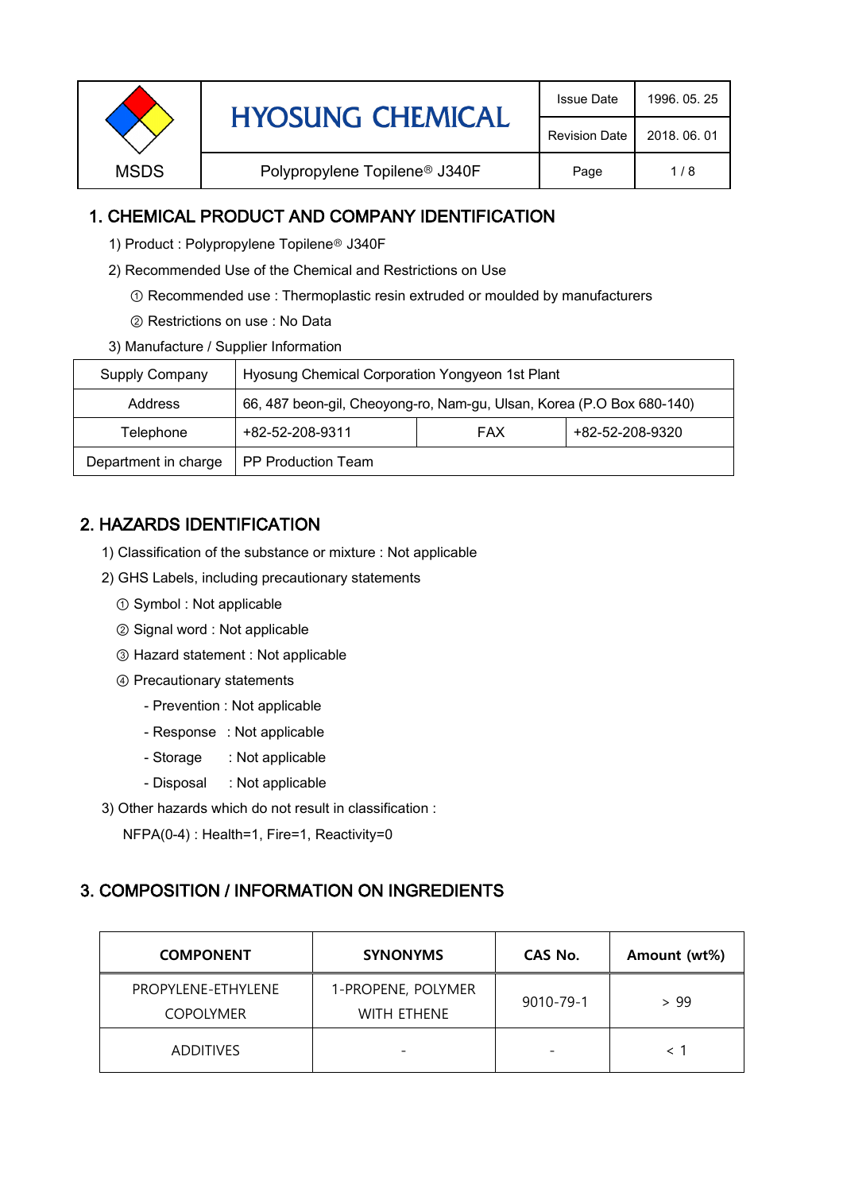| MSDS | HYOSUNG CHEMICAL | Issue Date | 1996. 05. 25 |
| --- | --- | --- | --- |
| | | Revision Date | 2018. 06. 01 |
| | Polypropylene Topilene® J340F | | |

# 1. CHEMICAL PRODUCT AND COMPANY IDENTIFICATION

1) Product : Polypropylene Topilene® J340F

2) Recommended Use of the Chemical and Restrictions on Use

① Recommended use : Thermoplastic resin extruded or moulded by manufacturers

② Restrictions on use : No Data

3) Manufacture / Supplier Information

| Supply Company | Hyosung Chemical Corporation Yongyeon 1st Plant | | |
| --- | --- | --- | --- |
| Address | 66, 487 beon-gil, Cheoyong-ro, Nam-gu, Ulsan, Korea (P.O Box 680-140) | | |
| Telephone | +82-52-208-9311 | FAX | +82-52-208-9320 |
| Department in charge | PP Production Team | | |

# 2. HAZARDS IDENTIFICATION

1) Classification of the substance or mixture : Not applicable

2) GHS Labels, including precautionary statements

① Symbol : Not applicable

② Signal word : Not applicable

③ Hazard statement : Not applicable

④ Precautionary statements

- Prevention : Not applicable
- Response : Not applicable
- Storage : Not applicable
- Disposal : Not applicable

3) Other hazards which do not result in classification :

NFPA(0-4) : Health=1, Fire=1, Reactivity=0

# 3. COMPOSITION / INFORMATION ON INGREDIENTS

| COMPONENT | SYNONYMS | CAS No. | Amount (wt%) |
| --- | --- | --- | --- |
| PROPYLENE-ETHYLENE COPOLYMER | 1-PROPENE, POLYMER WITH ETHENE | 9010-79-1 | > 99 |
| ADDITIVES | - | - | < 1 |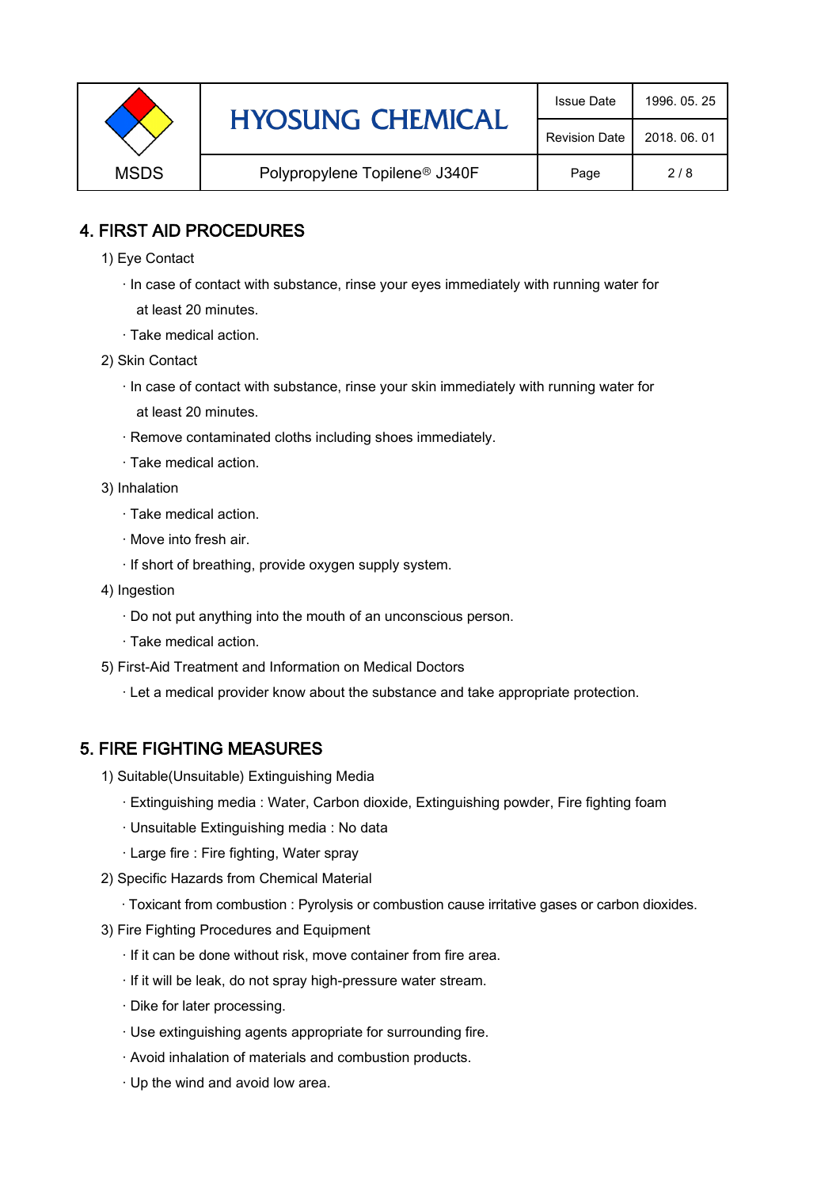## 4. FIRST AID PROCEDURES

1) Eye Contact

- In case of contact with substance, rinse your eyes immediately with running water for at least 20 minutes.
- Take medical action.

2) Skin Contact

- In case of contact with substance, rinse your skin immediately with running water for at least 20 minutes.
- Remove contaminated cloths including shoes immediately.
- Take medical action.

3) Inhalation

- Take medical action.
- Move into fresh air.
- If short of breathing, provide oxygen supply system.

4) Ingestion

- Do not put anything into the mouth of an unconscious person.
- Take medical action.

5) First-Aid Treatment and Information on Medical Doctors

- Let a medical provider know about the substance and take appropriate protection.

## 5. FIRE FIGHTING MEASURES

1) Suitable(Unsuitable) Extinguishing Media

- Extinguishing media : Water, Carbon dioxide, Extinguishing powder, Fire fighting foam
- Unsuitable Extinguishing media : No data
- Large fire : Fire fighting, Water spray

2) Specific Hazards from Chemical Material

- Toxicant from combustion : Pyrolysis or combustion cause irritative gases or carbon dioxides.

3) Fire Fighting Procedures and Equipment

- If it can be done without risk, move container from fire area.
- If it will be leak, do not spray high-pressure water stream.
- Dike for later processing.
- Use extinguishing agents appropriate for surrounding fire.
- Avoid inhalation of materials and combustion products.
- Up the wind and avoid low area.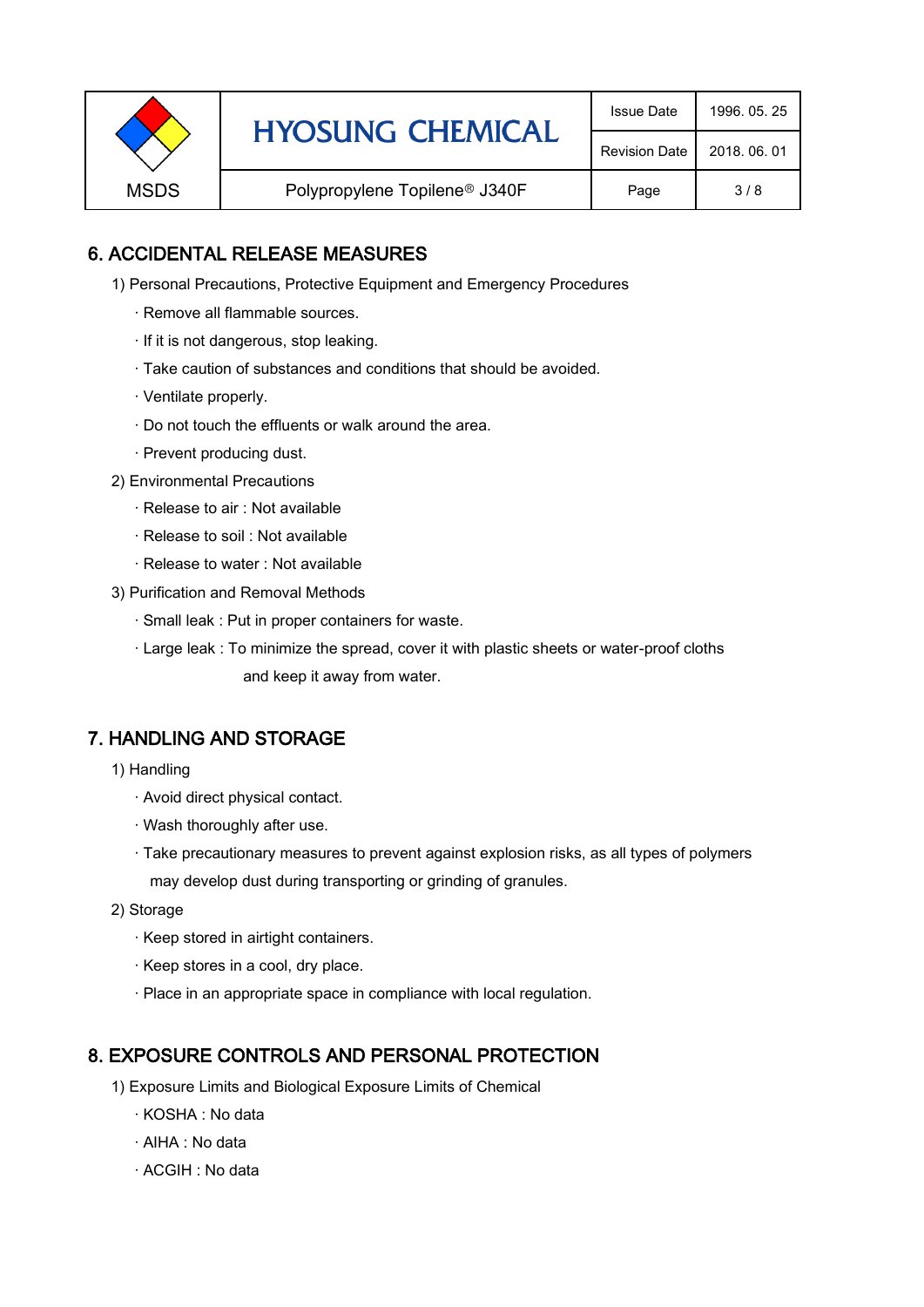## 6. ACCIDENTAL RELEASE MEASURES

1) Personal Precautions, Protective Equipment and Emergency Procedures

· Remove all flammable sources.

· If it is not dangerous, stop leaking.

· Take caution of substances and conditions that should be avoided.

· Ventilate properly.

· Do not touch the effluents or walk around the area.

· Prevent producing dust.

2) Environmental Precautions

· Release to air : Not available

· Release to soil : Not available

· Release to water : Not available

3) Purification and Removal Methods

· Small leak : Put in proper containers for waste.

· Large leak : To minimize the spread, cover it with plastic sheets or water-proof cloths and keep it away from water.

## 7. HANDLING AND STORAGE

1) Handling

· Avoid direct physical contact.

· Wash thoroughly after use.

· Take precautionary measures to prevent against explosion risks, as all types of polymers may develop dust during transporting or grinding of granules.

2) Storage

· Keep stored in airtight containers.

· Keep stores in a cool, dry place.

· Place in an appropriate space in compliance with local regulation.

## 8. EXPOSURE CONTROLS AND PERSONAL PROTECTION

1) Exposure Limits and Biological Exposure Limits of Chemical

· KOSHA : No data

· AIHA : No data

· ACGIH : No data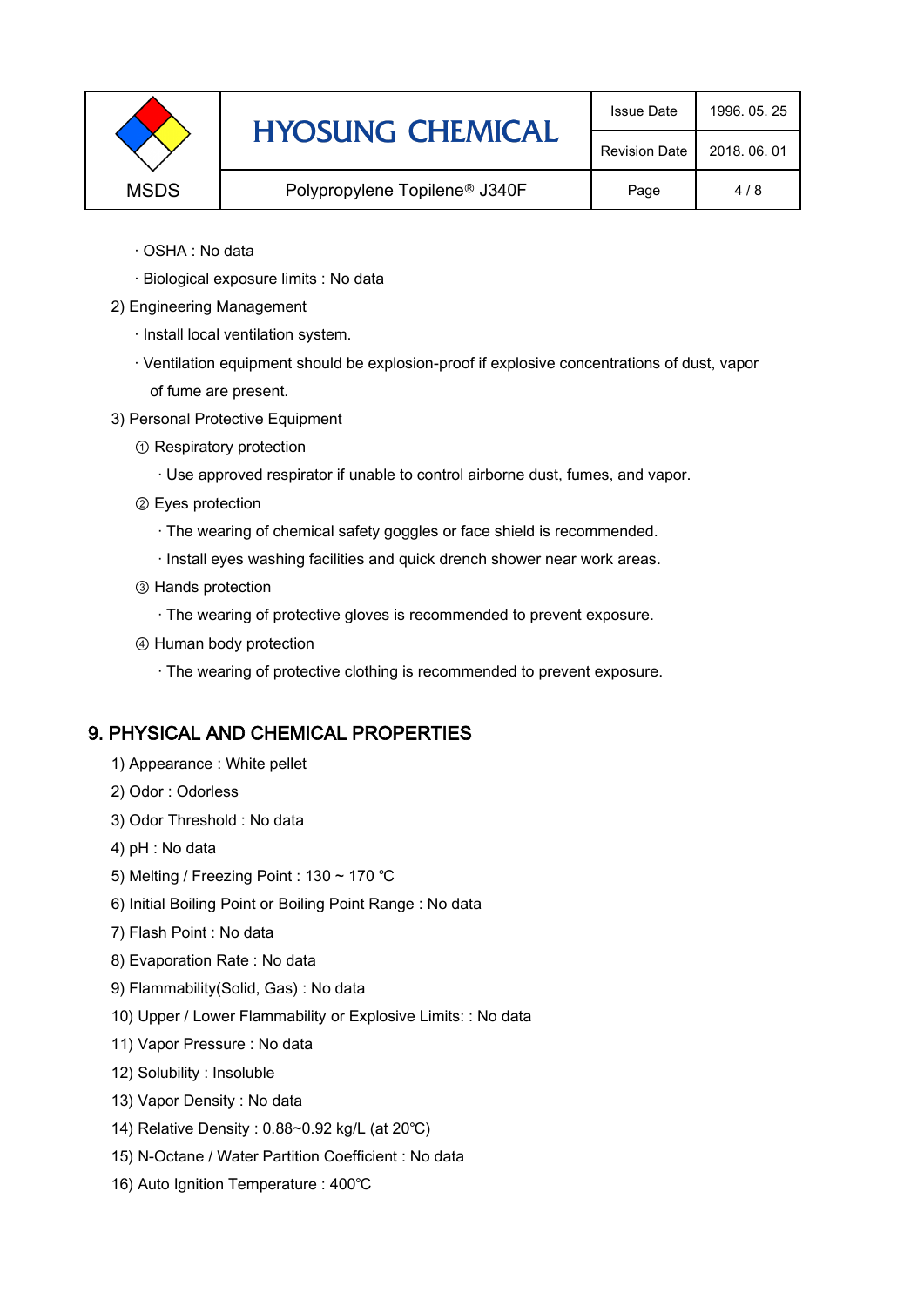· OSHA : No data

· Biological exposure limits : No data

2) Engineering Management

· Install local ventilation system.

· Ventilation equipment should be explosion-proof if explosive concentrations of dust, vapor of fume are present.

3) Personal Protective Equipment

① Respiratory protection

· Use approved respirator if unable to control airborne dust, fumes, and vapor.

② Eyes protection

· The wearing of chemical safety goggles or face shield is recommended.

· Install eyes washing facilities and quick drench shower near work areas.

③ Hands protection

· The wearing of protective gloves is recommended to prevent exposure.

④ Human body protection

· The wearing of protective clothing is recommended to prevent exposure.

## 9. PHYSICAL AND CHEMICAL PROPERTIES

1) Appearance : White pellet

2) Odor : Odorless

3) Odor Threshold : No data

4) pH : No data

5) Melting / Freezing Point : 130 ~ 170 ℃

6) Initial Boiling Point or Boiling Point Range : No data

7) Flash Point : No data

8) Evaporation Rate : No data

9) Flammability(Solid, Gas) : No data

10) Upper / Lower Flammability or Explosive Limits: : No data

11) Vapor Pressure : No data

12) Solubility : Insoluble

13) Vapor Density : No data

14) Relative Density : 0.88~0.92 kg/L (at 20℃)

15) N-Octane / Water Partition Coefficient : No data

16) Auto Ignition Temperature : 400℃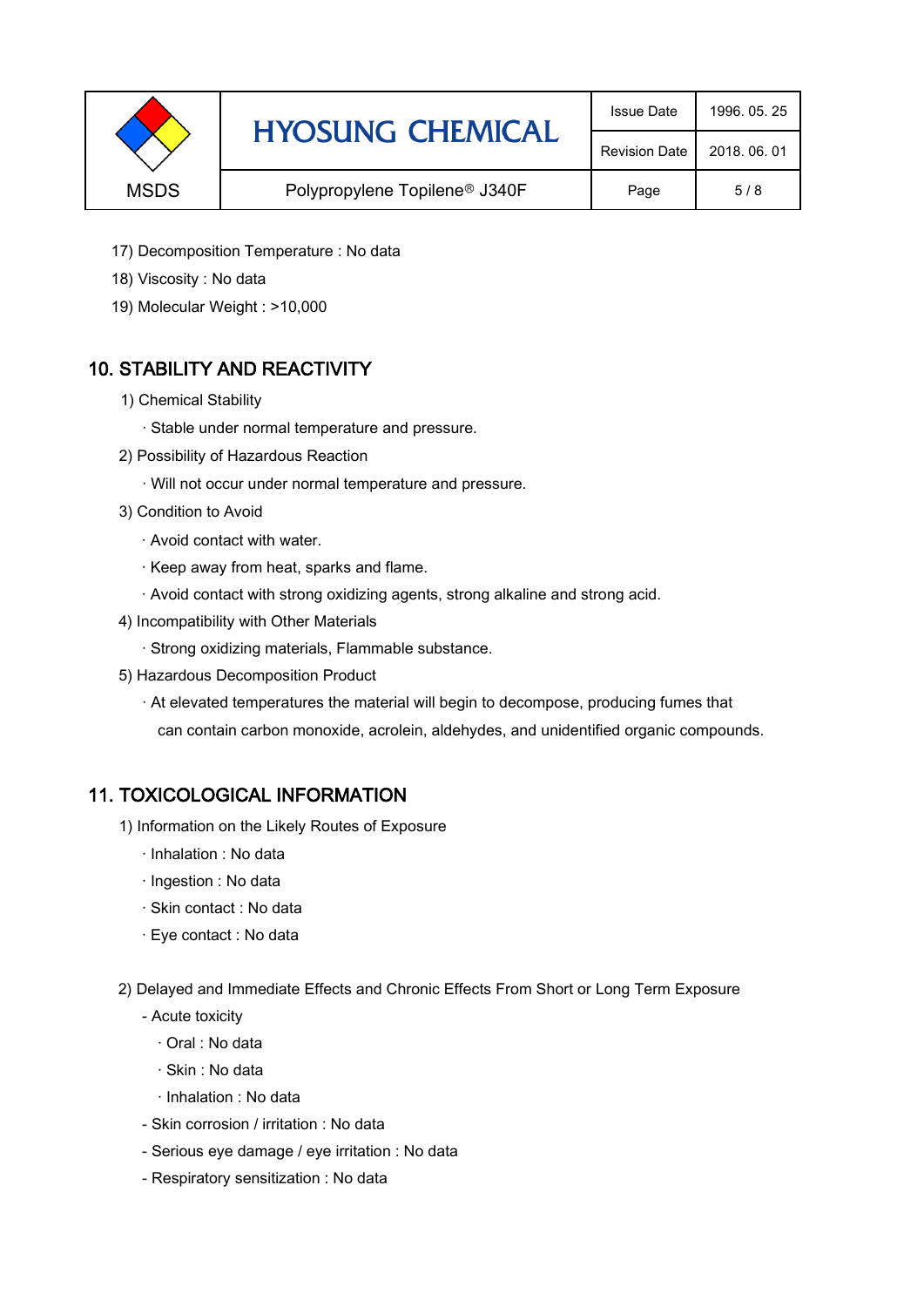17) Decomposition Temperature : No data

18) Viscosity : No data

19) Molecular Weight : >10,000

## 10. STABILITY AND REACTIVITY

1) Chemical Stability

· Stable under normal temperature and pressure.

2) Possibility of Hazardous Reaction

· Will not occur under normal temperature and pressure.

3) Condition to Avoid

· Avoid contact with water.

· Keep away from heat, sparks and flame.

· Avoid contact with strong oxidizing agents, strong alkaline and strong acid.

4) Incompatibility with Other Materials

· Strong oxidizing materials, Flammable substance.

5) Hazardous Decomposition Product

· At elevated temperatures the material will begin to decompose, producing fumes that can contain carbon monoxide, acrolein, aldehydes, and unidentified organic compounds.

## 11. TOXICOLOGICAL INFORMATION

1) Information on the Likely Routes of Exposure

· Inhalation : No data

· Ingestion : No data

· Skin contact : No data

· Eye contact : No data

2) Delayed and Immediate Effects and Chronic Effects From Short or Long Term Exposure

- Acute toxicity
  - · Oral : No data
  - · Skin : No data
  - · Inhalation : No data
- Skin corrosion / irritation : No data
- Serious eye damage / eye irritation : No data
- Respiratory sensitization : No data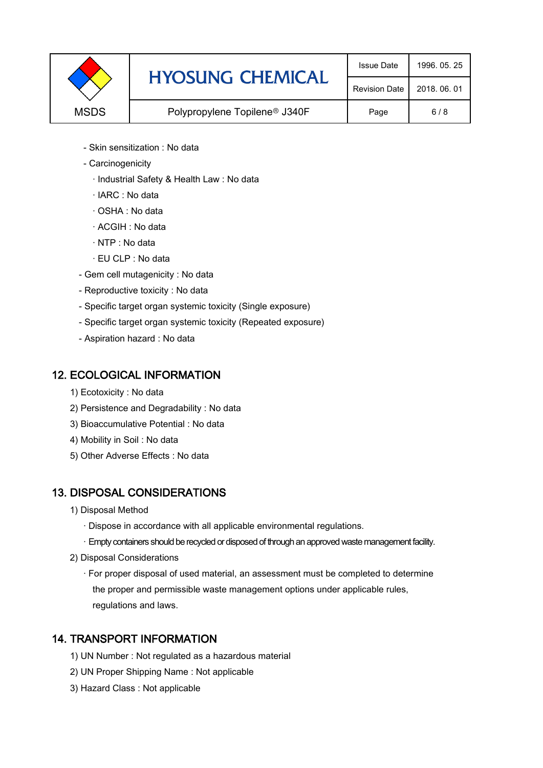- Skin sensitization : No data
- Carcinogenicity
  - · Industrial Safety & Health Law : No data
  - · IARC : No data
  - · OSHA : No data
  - · ACGIH : No data
  - · NTP : No data
  - · EU CLP : No data
- Gem cell mutagenicity : No data
- Reproductive toxicity : No data
- Specific target organ systemic toxicity (Single exposure)
- Specific target organ systemic toxicity (Repeated exposure)
- Aspiration hazard : No data

## 12. ECOLOGICAL INFORMATION

1) Ecotoxicity : No data
2) Persistence and Degradability : No data
3) Bioaccumulative Potential : No data
4) Mobility in Soil : No data
5) Other Adverse Effects : No data

## 13. DISPOSAL CONSIDERATIONS

1) Disposal Method
   - · Dispose in accordance with all applicable environmental regulations.
   - · Empty containers should be recycled or disposed of through an approved waste management facility.
2) Disposal Considerations
   - · For proper disposal of used material, an assessment must be completed to determine the proper and permissible waste management options under applicable rules, regulations and laws.

## 14. TRANSPORT INFORMATION

1) UN Number : Not regulated as a hazardous material
2) UN Proper Shipping Name : Not applicable
3) Hazard Class : Not applicable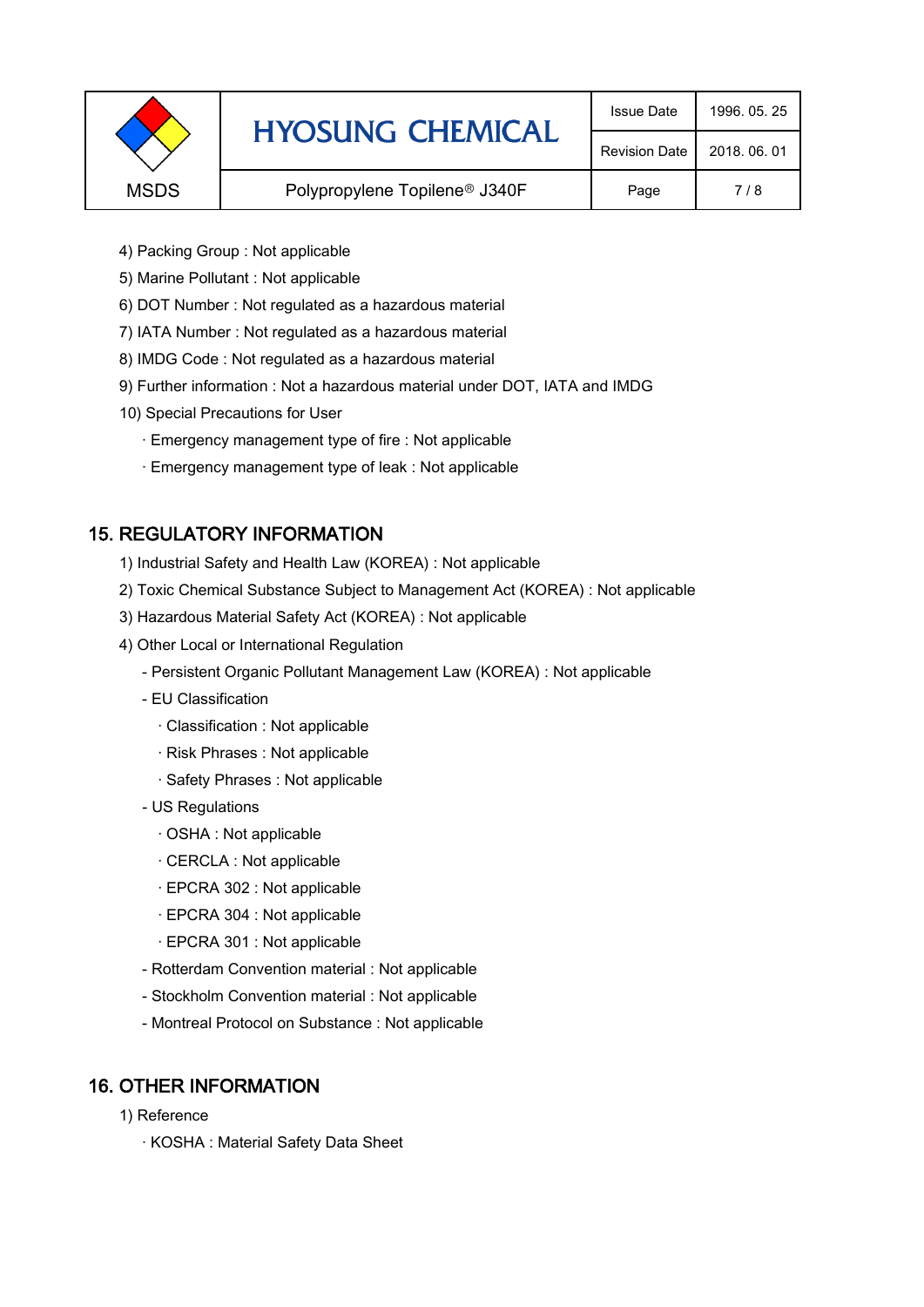4) Packing Group : Not applicable

5) Marine Pollutant : Not applicable

6) DOT Number : Not regulated as a hazardous material

7) IATA Number : Not regulated as a hazardous material

8) IMDG Code : Not regulated as a hazardous material

9) Further information : Not a hazardous material under DOT, IATA and IMDG

10) Special Precautions for User

- · Emergency management type of fire : Not applicable
- · Emergency management type of leak : Not applicable

## 15. REGULATORY INFORMATION

1) Industrial Safety and Health Law (KOREA) : Not applicable

2) Toxic Chemical Substance Subject to Management Act (KOREA) : Not applicable

3) Hazardous Material Safety Act (KOREA) : Not applicable

4) Other Local or International Regulation

- Persistent Organic Pollutant Management Law (KOREA) : Not applicable
- EU Classification
  - · Classification : Not applicable
  - · Risk Phrases : Not applicable
  - · Safety Phrases : Not applicable
- US Regulations
  - · OSHA : Not applicable
  - · CERCLA : Not applicable
  - · EPCRA 302 : Not applicable
  - · EPCRA 304 : Not applicable
  - · EPCRA 301 : Not applicable
- Rotterdam Convention material : Not applicable
- Stockholm Convention material : Not applicable
- Montreal Protocol on Substance : Not applicable

## 16. OTHER INFORMATION

1) Reference

- · KOSHA : Material Safety Data Sheet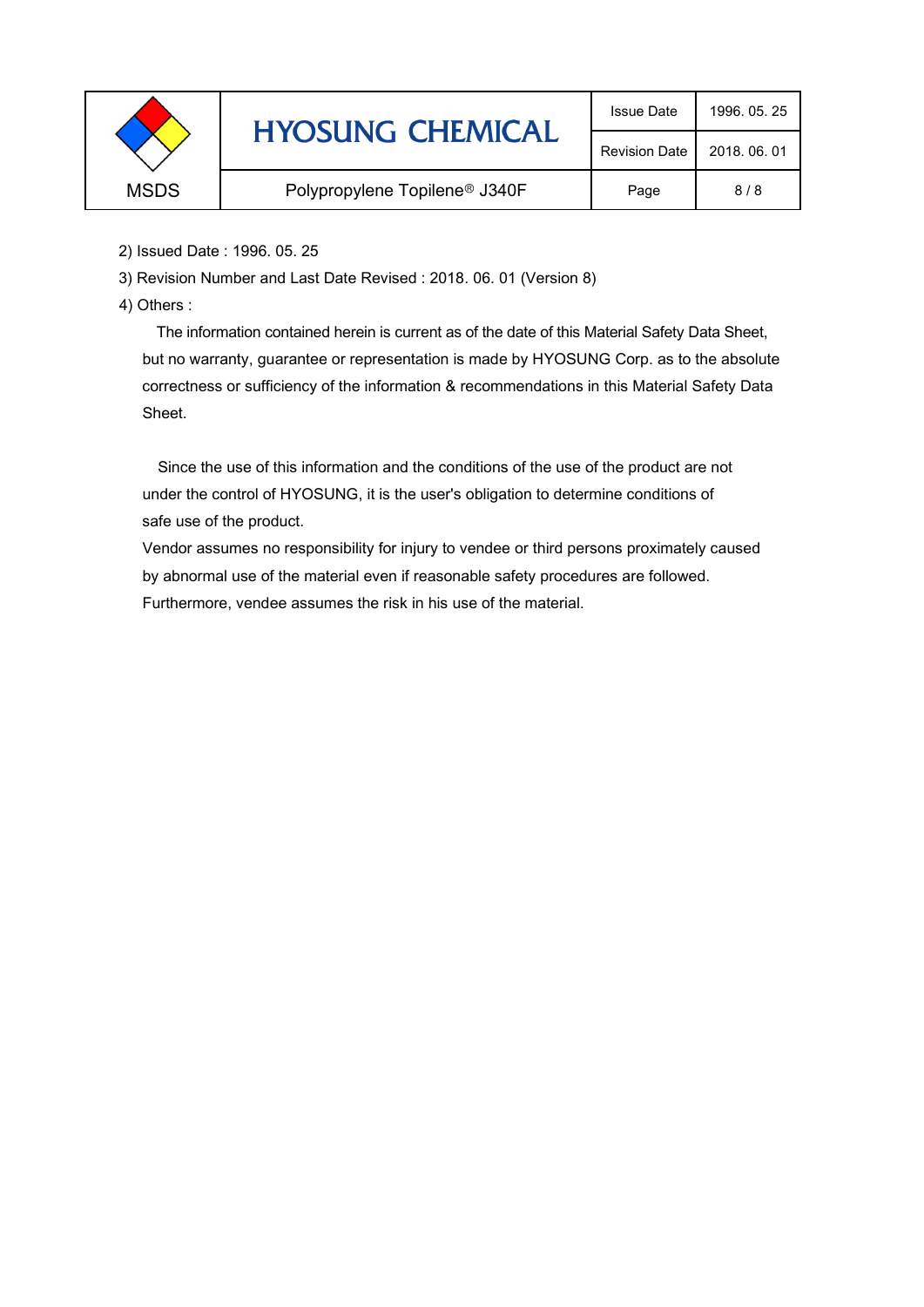2) Issued Date : 1996. 05. 25

3) Revision Number and Last Date Revised : 2018. 06. 01 (Version 8)

4) Others :

The information contained herein is current as of the date of this Material Safety Data Sheet, but no warranty, guarantee or representation is made by HYOSUNG Corp. as to the absolute correctness or sufficiency of the information & recommendations in this Material Safety Data Sheet.

Since the use of this information and the conditions of the use of the product are not under the control of HYOSUNG, it is the user's obligation to determine conditions of safe use of the product.
Vendor assumes no responsibility for injury to vendee or third persons proximately caused by abnormal use of the material even if reasonable safety procedures are followed. Furthermore, vendee assumes the risk in his use of the material.